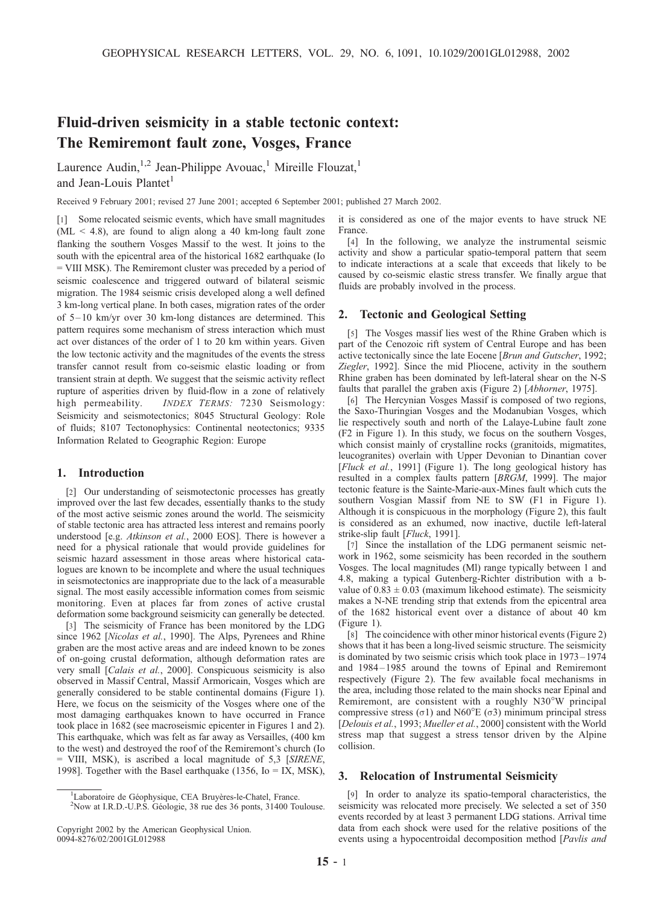# Fluid-driven seismicity in a stable tectonic context: The Remiremont fault zone, Vosges, France

Laurence Audin,[1,2] Jean-Philippe Avouac,[1] Mireille Flouzat,[1] and Jean-Louis Plantet[1]

Received 9 February 2001; revised 27 June 2001; accepted 6 September 2001; published 27 March 2002.

[1] Some relocated seismic events, which have small magnitudes (ML < 4.8), are found to align along a 40 km-long fault zone flanking the southern Vosges Massif to the west. It joins to the south with the epicentral area of the historical 1682 earthquake (Io = VIII MSK). The Remiremont cluster was preceded by a period of seismic coalescence and triggered outward of bilateral seismic migration. The 1984 seismic crisis developed along a well defined 3 km-long vertical plane. In both cases, migration rates of the order of 5–10 km/yr over 30 km-long distances are determined. This pattern requires some mechanism of stress interaction which must act over distances of the order of 1 to 20 km within years. Given the low tectonic activity and the magnitudes of the events the stress transfer cannot result from co-seismic elastic loading or from transient strain at depth. We suggest that the seismic activity reflect rupture of asperities driven by fluid-flow in a zone of relatively high permeability. *INDEX TERMS:* 7230 Seismology: Seismicity and seismotectonics; 8045 Structural Geology: Role of fluids; 8107 Tectonophysics: Continental neotectonics; 9335 Information Related to Geographic Region: Europe

## 1. Introduction

[2] Our understanding of seismotectonic processes has greatly improved over the last few decades, essentially thanks to the study of the most active seismic zones around the world. The seismicity of stable tectonic area has attracted less interest and remains poorly understood [e.g. *Atkinson et al.*, 2000 EOS]. There is however a need for a physical rationale that would provide guidelines for seismic hazard assessment in those areas where historical catalogues are known to be incomplete and where the usual techniques in seismotectonics are inappropriate due to the lack of a measurable signal. The most easily accessible information comes from seismic monitoring. Even at places far from zones of active crustal deformation some background seismicity can generally be detected.

[3] The seismicity of France has been monitored by the LDG since 1962 [*Nicolas et al.*, 1990]. The Alps, Pyrenees and Rhine graben are the most active areas and are indeed known to be zones of on-going crustal deformation, although deformation rates are very small [*Calais et al.*, 2000]. Conspicuous seismicity is also observed in Massif Central, Massif Armoricain, Vosges which are generally considered to be stable continental domains (Figure 1). Here, we focus on the seismicity of the Vosges where one of the most damaging earthquakes known to have occurred in France took place in 1682 (see macroseismic epicenter in Figures 1 and 2). This earthquake, which was felt as far away as Versailles, (400 km to the west) and destroyed the roof of the Remiremont's church (Io = VIII, MSK), is ascribed a local magnitude of 5,3 [*SIRENE*, 1998]. Together with the Basel earthquake (1356, Io = IX, MSK), it is considered as one of the major events to have struck NE France.

[4] In the following, we analyze the instrumental seismic activity and show a particular spatio-temporal pattern that seem to indicate interactions at a scale that exceeds that likely to be caused by co-seismic elastic stress transfer. We finally argue that fluids are probably involved in the process.

## 2. Tectonic and Geological Setting

[5] The Vosges massif lies west of the Rhine Graben which is part of the Cenozoic rift system of Central Europe and has been active tectonically since the late Eocene [*Brun and Gutscher*, 1992; *Ziegler*, 1992]. Since the mid Pliocene, activity in the southern Rhine graben has been dominated by left-lateral shear on the N-S faults that parallel the graben axis (Figure 2) [*Abhorner*, 1975].

[6] The Hercynian Vosges Massif is composed of two regions, the Saxo-Thuringian Vosges and the Modanubian Vosges, which lie respectively south and north of the Lalaye-Lubine fault zone (F2 in Figure 1). In this study, we focus on the southern Vosges, which consist mainly of crystalline rocks (granitoids, migmatites, leucogranites) overlain with Upper Devonian to Dinantian cover [*Fluck et al.*, 1991] (Figure 1). The long geological history has resulted in a complex faults pattern [*BRGM*, 1999]. The major tectonic feature is the Sainte-Marie-aux-Mines fault which cuts the southern Vosgian Massif from NE to SW (F1 in Figure 1). Although it is conspicuous in the morphology (Figure 2), this fault is considered as an exhumed, now inactive, ductile left-lateral strike-slip fault [*Fluck*, 1991].

[7] Since the installation of the LDG permanent seismic network in 1962, some seismicity has been recorded in the southern Vosges. The local magnitudes (Ml) range typically between 1 and 4.8, making a typical Gutenberg-Richter distribution with a b-value of $0.83 \pm 0.03$ (maximum likehood estimate). The seismicity makes a N-NE trending strip that extends from the epicentral area of the 1682 historical event over a distance of about 40 km (Figure 1).

[8] The coincidence with other minor historical events (Figure 2) shows that it has been a long-lived seismic structure. The seismicity is dominated by two seismic crisis which took place in 1973–1974 and 1984–1985 around the towns of Epinal and Remiremont respectively (Figure 2). The few available focal mechanisms in the area, including those related to the main shocks near Epinal and Remiremont, are consistent with a roughly N30°W principal compressive stress ($\sigma 1$) and N60°E ($\sigma 3$) minimum principal stress [*Delouis et al.*, 1993; *Mueller et al.*, 2000] consistent with the World stress map that suggest a stress tensor driven by the Alpine collision.

## 3. Relocation of Instrumental Seismicity

[9] In order to analyze its spatio-temporal characteristics, the seismicity was relocated more precisely. We selected a set of 350 events recorded by at least 3 permanent LDG stations. Arrival time data from each shock were used for the relative positions of the events using a hypocentroidal decomposition method [*Pavlis and*

---

[1] Laboratoire de Géophysique, CEA Bruyères-le-Chatel, France.
[2] Now at I.R.D.-U.P.S. Géologie, 38 rue des 36 ponts, 31400 Toulouse.

Copyright 2002 by the American Geophysical Union.
0094-8276/02/2001GL012988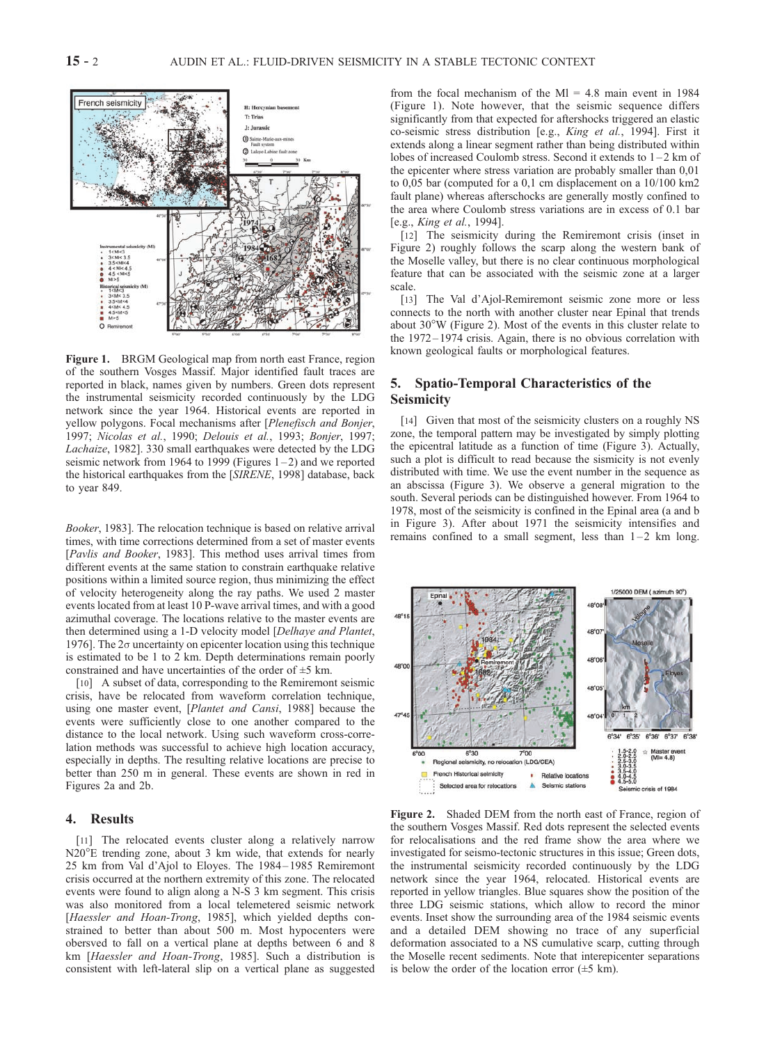**Figure 1.** BRGM Geological map from north east France, region of the southern Vosges Massif. Major identified fault traces are reported in black, names given by numbers. Green dots represent the instrumental seismicity recorded continuously by the LDG network since the year 1964. Historical events are reported in yellow polygons. Focal mechanisms after [*Plenefisch and Bonjer*, 1997; *Nicolas et al.*, 1990; *Delouis et al.*, 1993; *Bonjer*, 1997; *Lachaize*, 1982]. 330 small earthquakes were detected by the LDG seismic network from 1964 to 1999 (Figures 1–2) and we reported the historical earthquakes from the [*SIRENE*, 1998] database, back to year 849.

*Booker*, 1983]. The relocation technique is based on relative arrival times, with time corrections determined from a set of master events [*Pavlis and Booker*, 1983]. This method uses arrival times from different events at the same station to constrain earthquake relative positions within a limited source region, thus minimizing the effect of velocity heterogeneity along the ray paths. We used 2 master events located from at least 10 P-wave arrival times, and with a good azimuthal coverage. The locations relative to the master events are then determined using a 1-D velocity model [*Delhaye and Plantet*, 1976]. The $2\sigma$ uncertainty on epicenter location using this technique is estimated to be 1 to 2 km. Depth determinations remain poorly constrained and have uncertainties of the order of ±5 km.

[10] A subset of data, corresponding to the Remiremont seismic crisis, have be relocated from waveform correlation technique, using one master event, [*Plantet and Cansi*, 1988] because the events were sufficiently close to one another compared to the distance to the local network. Using such waveform cross-correlation methods was successful to achieve high location accuracy, especially in depths. The resulting relative locations are precise to better than 250 m in general. These events are shown in red in Figures 2a and 2b.

## 4. Results

[11] The relocated events cluster along a relatively narrow N20°E trending zone, about 3 km wide, that extends for nearly 25 km from Val d'Ajol to Eloyes. The 1984–1985 Remiremont crisis occurred at the northern extremity of this zone. The relocated events were found to align along a N-S 3 km segment. This crisis was also monitored from a local telemetered seismic network [*Haessler and Hoan-Trong*, 1985], which yielded depths constrained to better than about 500 m. Most hypocenters were obersved to fall on a vertical plane at depths between 6 and 8 km [*Haessler and Hoan-Trong*, 1985]. Such a distribution is consistent with left-lateral slip on a vertical plane as suggested from the focal mechanism of the Ml = 4.8 main event in 1984 (Figure 1). Note however, that the seismic sequence differs significantly from that expected for aftershocks triggered an elastic co-seismic stress distribution [e.g., *King et al.*, 1994]. First it extends along a linear segment rather than being distributed within lobes of increased Coulomb stress. Second it extends to 1–2 km of the epicenter where stress variation are probably smaller than 0,01 to 0,05 bar (computed for a 0,1 cm displacement on a 10/100 km2 fault plane) whereas afterschocks are generally mostly confined to the area where Coulomb stress variations are in excess of 0.1 bar [e.g., *King et al.*, 1994].

[12] The seismicity during the Remiremont crisis (inset in Figure 2) roughly follows the scarp along the western bank of the Moselle valley, but there is no clear continuous morphological feature that can be associated with the seismic zone at a larger scale.

[13] The Val d'Ajol-Remiremont seismic zone more or less connects to the north with another cluster near Epinal that trends about 30°W (Figure 2). Most of the events in this cluster relate to the 1972–1974 crisis. Again, there is no obvious correlation with known geological faults or morphological features.

## 5. Spatio-Temporal Characteristics of the Seismicity

[14] Given that most of the seismicity clusters on a roughly NS zone, the temporal pattern may be investigated by simply plotting the epicentral latitude as a function of time (Figure 3). Actually, such a plot is difficult to read because the sismicity is not evenly distributed with time. We use the event number in the sequence as an abscissa (Figure 3). We observe a general migration to the south. Several periods can be distinguished however. From 1964 to 1978, most of the seismicity is confined in the Epinal area (a and b in Figure 3). After about 1971 the seismicity intensifies and remains confined to a small segment, less than 1–2 km long.

**Figure 2.** Shaded DEM from the north east of France, region of the southern Vosges Massif. Red dots represent the selected events for relocalisations and the red frame show the area where we investigated for seismo-tectonic structures in this issue; Green dots, the instrumental seismicity recorded continuously by the LDG network since the year 1964, relocated. Historical events are reported in yellow triangles. Blue squares show the position of the three LDG seismic stations, which allow to record the minor events. Inset show the surrounding area of the 1984 seismic events and a detailed DEM showing no trace of any superficial deformation associated to a NS cumulative scarp, cutting through the Moselle recent sediments. Note that interepicenter separations is below the order of the location error (±5 km).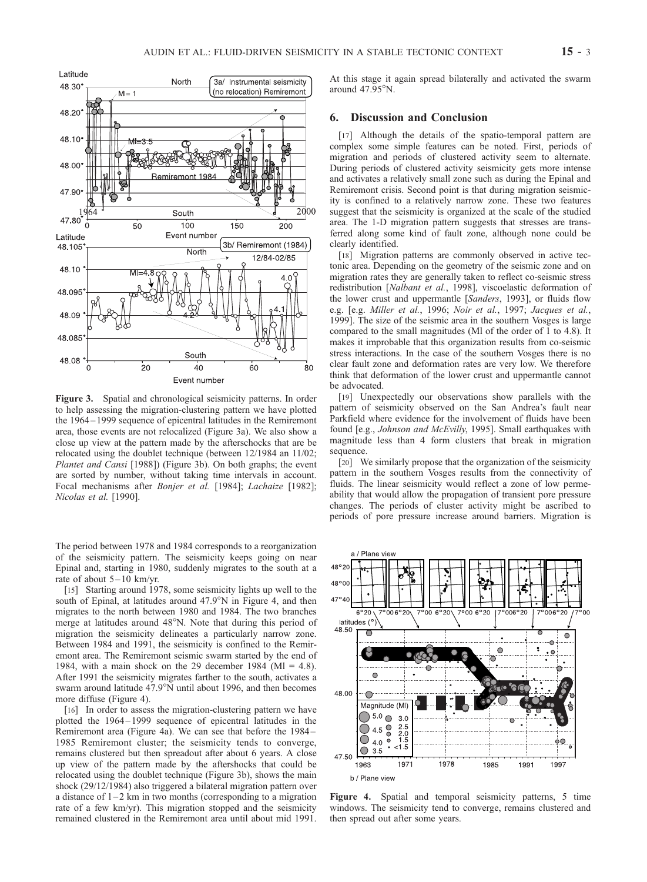Latitude

48.30°

North

3a/ Instrumental seismicity (no relocation) Remiremont

Ml= 1

48.20°

48.10°

Ml=3.5

48.00°

Remiremont 1984

47.90°

1964

2000

South

47.80°

0 50 100 150 200

Event number

Latitude

48.105°

North

3b/ Remiremont (1984)

12/84-02/85

48.10 °

Ml=4.8

4.0

48.095°

48.09 °

4.2

4.1

48.085°

South

48.08 °

0 20 40 60 80

Event number

**Figure 3.** Spatial and chronological seismicity patterns. In order to help assessing the migration-clustering pattern we have plotted the 1964–1999 sequence of epicentral latitudes in the Remiremont area, those events are not relocalized (Figure 3a). We also show a close up view at the pattern made by the afterschocks that are be relocated using the doublet technique (between 12/1984 an 11/02; *Plantet and Cansi* [1988]) (Figure 3b). On both graphs; the event are sorted by number, without taking time intervals in account. Focal mechanisms after *Bonjer et al.* [1984]; *Lachaize* [1982]; *Nicolas et al.* [1990].

The period between 1978 and 1984 corresponds to a reorganization of the seismicity pattern. The seismicity keeps going on near Epinal and, starting in 1980, suddenly migrates to the south at a rate of about 5–10 km/yr.

[15] Starting around 1978, some seismicity lights up well to the south of Epinal, at latitudes around 47.9°N in Figure 4, and then migrates to the north between 1980 and 1984. The two branches merge at latitudes around 48°N. Note that during this period of migration the seismicity delineates a particularly narrow zone. Between 1984 and 1991, the seismicity is confined to the Remiremont area. The Remiremont seismic swarm started by the end of 1984, with a main shock on the 29 december 1984 (Ml = 4.8). After 1991 the seismicity migrates farther to the south, activates a swarm around latitude 47.9°N until about 1996, and then becomes more diffuse (Figure 4).

[16] In order to assess the migration-clustering pattern we have plotted the 1964–1999 sequence of epicentral latitudes in the Remiremont area (Figure 4a). We can see that before the 1984–1985 Remiremont cluster; the seismicity tends to converge, remains clustered but then spreadout after about 6 years. A close up view of the pattern made by the aftershocks that could be relocated using the doublet technique (Figure 3b), shows the main shock (29/12/1984) also triggered a bilateral migration pattern over a distance of 1–2 km in two months (corresponding to a migration rate of a few km/yr). This migration stopped and the seismicity remained clustered in the Remiremont area until about mid 1991. At this stage it again spread bilaterally and activated the swarm around 47.95°N.

## 6. Discussion and Conclusion

[17] Although the details of the spatio-temporal pattern are complex some simple features can be noted. First, periods of migration and periods of clustered activity seem to alternate. During periods of clustered activity seismicity gets more intense and activates a relatively small zone such as during the Epinal and Remiremont crisis. Second point is that during migration seismicity is confined to a relatively narrow zone. These two features suggest that the seismicity is organized at the scale of the studied area. The 1-D migration pattern suggests that stresses are transferred along some kind of fault zone, although none could be clearly identified.

[18] Migration patterns are commonly observed in active tectonic area. Depending on the geometry of the seismic zone and on migration rates they are generally taken to reflect co-seismic stress redistribution [*Nalbant et al.*, 1998], viscoelastic deformation of the lower crust and uppermantle [*Sanders*, 1993], or fluids flow e.g. [e.g. *Miller et al.*, 1996; *Noir et al.*, 1997; *Jacques et al.*, 1999]. The size of the seismic area in the southern Vosges is large compared to the small magnitudes (Ml of the order of 1 to 4.8). It makes it improbable that this organization results from co-seismic stress interactions. In the case of the southern Vosges there is no clear fault zone and deformation rates are very low. We therefore think that deformation of the lower crust and uppermantle cannot be advocated.

[19] Unexpectedly our observations show parallels with the pattern of seismicity observed on the San Andrea's fault near Parkfield where evidence for the involvement of fluids have been found [e.g., *Johnson and McEvilly*, 1995]. Small earthquakes with magnitude less than 4 form clusters that break in migration sequence.

[20] We similarly propose that the organization of the seismicity pattern in the southern Vosges results from the connectivity of fluids. The linear seismicity would reflect a zone of low permeability that would allow the propagation of transient pore pressure changes. The periods of cluster activity might be ascribed to periods of pore pressure increase around barriers. Migration is

a / Plane view

48°20

48°00

47°40

6°20 7°00 6°20 7°00 6°20 7°00 6°20 7°00 6°20 7°00 6°20 7°00

latitudes (°)

48.50

48.00

Magnitude (Ml)

5.0 3.0

4.5 2.5

2.0

1.5

4.0 <1.5

3.5

47.50

1963 1971 1978 1985 1991 1997

b / Plane view

**Figure 4.** Spatial and temporal seismicity patterns, 5 time windows. The seismicity tend to converge, remains clustered and then spread out after some years.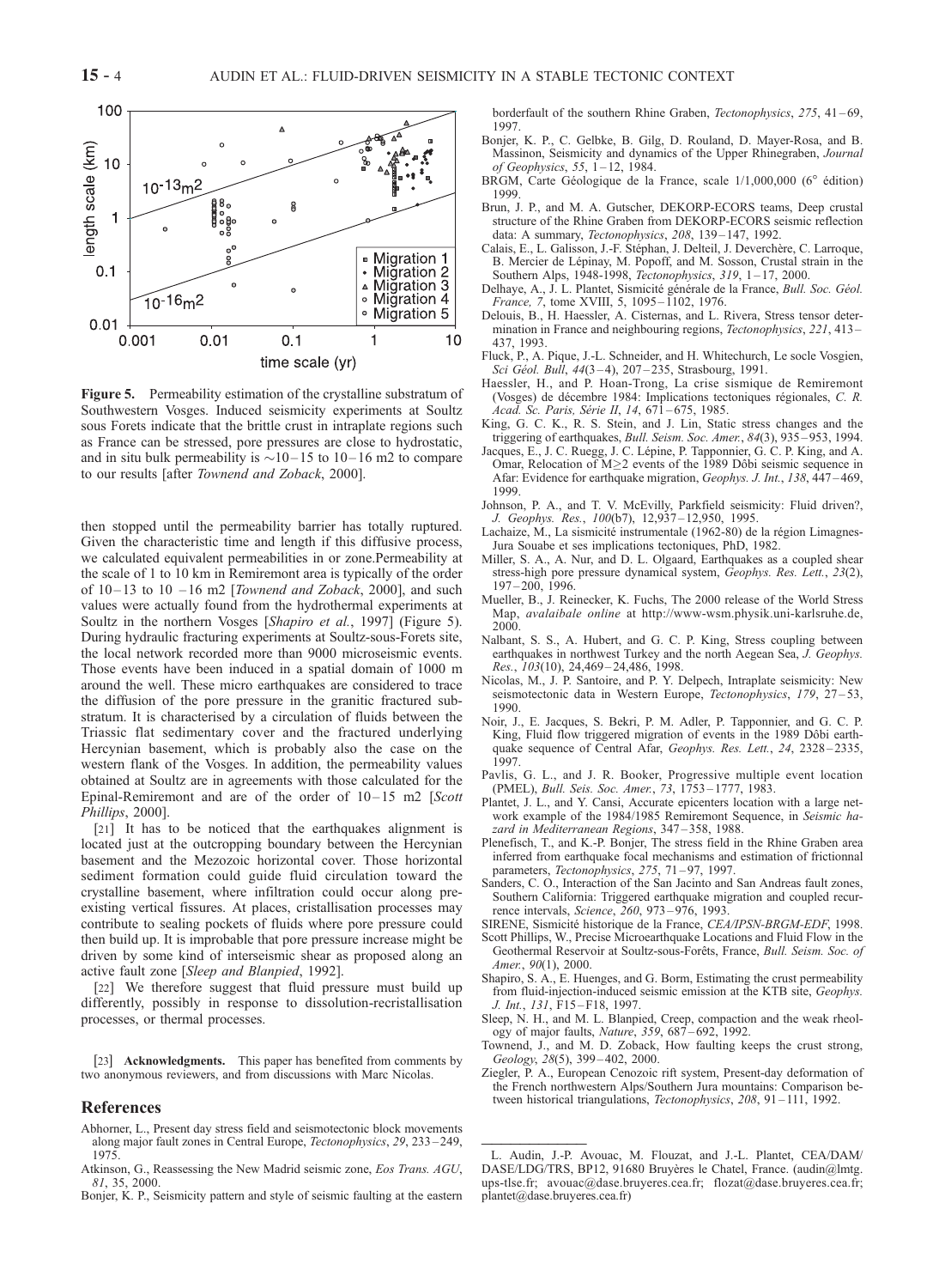100

length scale (km)

10

$10^{-13}$m2

1

0.1

$10^{-16}$m2

0.01

0.001 0.01 0.1 1 10

time scale (yr)

Migration 1
Migration 2
Migration 3
Migration 4
Migration 5

**Figure 5.** Permeability estimation of the crystalline substratum of Southwestern Vosges. Induced seismicity experiments at Soultz sous Forets indicate that the brittle crust in intraplate regions such as France can be stressed, pore pressures are close to hydrostatic, and in situ bulk permeability is ~10–15 to 10–16 m2 to compare to our results [after *Townend and Zoback*, 2000].

then stopped until the permeability barrier has totally ruptured. Given the characteristic time and length if this diffusive process, we calculated equivalent permeabilities in or zone.Permeability at the scale of 1 to 10 km in Remiremont area is typically of the order of 10 –13 to 10 –16 m2 [*Townend and Zoback*, 2000], and such values were actually found from the hydrothermal experiments at Soultz in the northern Vosges [*Shapiro et al.*, 1997] (Figure 5). During hydraulic fracturing experiments at Soultz-sous-Forets site, the local network recorded more than 9000 microseismic events. Those events have been induced in a spatial domain of 1000 m around the well. These micro earthquakes are considered to trace the diffusion of the pore pressure in the granitic fractured substratum. It is characterised by a circulation of fluids between the Triassic flat sedimentary cover and the fractured underlying Hercynian basement, which is probably also the case on the western flank of the Vosges. In addition, the permeability values obtained at Soultz are in agreements with those calculated for the Epinal-Remiremont and are of the order of 10 –15 m2 [*Scott Phillips*, 2000].

[21] It has to be noticed that the earthquakes alignment is located just at the outcropping boundary between the Hercynian basement and the Mezozoic horizontal cover. Those horizontal sediment formation could guide fluid circulation toward the crystalline basement, where infiltration could occur along preexisting vertical fissures. At places, cristallisation processes may contribute to sealing pockets of fluids where pore pressure could then build up. It is improbable that pore pressure increase might be driven by some kind of interseismic shear as proposed along an active fault zone [*Sleep and Blanpied*, 1992].

[22] We therefore suggest that fluid pressure must build up differently, possibly in response to dissolution-recristallisation processes, or thermal processes.

[23] **Acknowledgments.** This paper has benefited from comments by two anonymous reviewers, and from discussions with Marc Nicolas.

## References

Abhorner, L., Present day stress field and seismotectonic block movements along major fault zones in Central Europe, *Tectonophysics*, *29*, 233–249, 1975.

Atkinson, G., Reassessing the New Madrid seismic zone, *Eos Trans. AGU*, *81*, 35, 2000.

Bonjer, K. P., Seismicity pattern and style of seismic faulting at the eastern borderfault of the southern Rhine Graben, *Tectonophysics*, *275*, 41–69, 1997.

Bonjer, K. P., C. Gelbke, B. Gilg, D. Rouland, D. Mayer-Rosa, and B. Massinon, Seismicity and dynamics of the Upper Rhinegraben, *Journal of Geophysics*, *55*, 1–12, 1984.

BRGM, Carte Géologique de la France, scale 1/1,000,000 (6° édition) 1999.

Brun, J. P., and M. A. Gutscher, DEKORP-ECORS teams, Deep crustal structure of the Rhine Graben from DEKORP-ECORS seismic reflection data: A summary, *Tectonophysics*, *208*, 139–147, 1992.

Calais, E., L. Galisson, J.-F. Stéphan, J. Delteil, J. Deverchère, C. Larroque, B. Mercier de Lépinay, M. Popoff, and M. Sosson, Crustal strain in the Southern Alps, 1948-1998, *Tectonophysics*, *319*, 1–17, 2000.

Delhaye, A., J. L. Plantet, Sismicité générale de la France, *Bull. Soc. Géol. France, 7*, tome XVIII, 5, 1095–1102, 1976.

Delouis, B., H. Haessler, A. Cisternas, and L. Rivera, Stress tensor determination in France and neighbouring regions, *Tectonophysics*, *221*, 413–437, 1993.

Fluck, P., A. Pique, J.-L. Schneider, and H. Whitechurch, Le socle Vosgien, *Sci Géol. Bull*, *44*(3–4), 207–235, Strasbourg, 1991.

Haessler, H., and P. Hoan-Trong, La crise sismique de Remiremont (Vosges) de décembre 1984: Implications tectoniques régionales, *C. R. Acad. Sc. Paris, Série II*, *14*, 671–675, 1985.

King, G. C. K., R. S. Stein, and J. Lin, Static stress changes and the triggering of earthquakes, *Bull. Seism. Soc. Amer.*, *84*(3), 935–953, 1994.

Jacques, E., J. C. Ruegg, J. C. Lépine, P. Tapponnier, G. C. P. King, and A. Omar, Relocation of M≥2 events of the 1989 Dôbi seismic sequence in Afar: Evidence for earthquake migration, *Geophys. J. Int.*, *138*, 447–469, 1999.

Johnson, P. A., and T. V. McEvilly, Parkfield seismicity: Fluid driven?, *J. Geophys. Res.*, *100*(b7), 12,937–12,950, 1995.

Lachaize, M., La sismicité instrumentale (1962-80) de la région Limagnes-Jura Souabe et ses implications tectoniques, PhD, 1982.

Miller, S. A., A. Nur, and D. L. Olgaard, Earthquakes as a coupled shear stress-high pore pressure dynamical system, *Geophys. Res. Lett.*, *23*(2), 197–200, 1996.

Mueller, B., J. Reinecker, K. Fuchs, The 2000 release of the World Stress Map, *avalaibale online* at http://www-wsm.physik.uni-karlsruhe.de, 2000.

Nalbant, S. S., A. Hubert, and G. C. P. King, Stress coupling between earthquakes in northwest Turkey and the north Aegean Sea, *J. Geophys. Res.*, *103*(10), 24,469–24,486, 1998.

Nicolas, M., J. P. Santoire, and P. Y. Delpech, Intraplate seismicity: New seismotectonic data in Western Europe, *Tectonophysics*, *179*, 27–53, 1990.

Noir, J., E. Jacques, S. Bekri, P. M. Adler, P. Tapponnier, and G. C. P. King, Fluid flow triggered migration of events in the 1989 Dôbi earthquake sequence of Central Afar, *Geophys. Res. Lett.*, *24*, 2328–2335, 1997.

Pavlis, G. L., and J. R. Booker, Progressive multiple event location (PMEL), *Bull. Seis. Soc. Amer.*, *73*, 1753–1777, 1983.

Plantet, J. L., and Y. Cansi, Accurate epicenters location with a large network example of the 1984/1985 Remiremont Sequence, in *Seismic hazard in Mediterranean Regions*, 347–358, 1988.

Plenefisch, T., and K.-P. Bonjer, The stress field in the Rhine Graben area inferred from earthquake focal mechanisms and estimation of frictionnal parameters, *Tectonophysics*, *275*, 71–97, 1997.

Sanders, C. O., Interaction of the San Jacinto and San Andreas fault zones, Southern California: Triggered earthquake migration and coupled recurrence intervals, *Science*, *260*, 973–976, 1993.

SIRENE, Sismicité historique de la France, *CEA/IPSN-BRGM-EDF*, 1998.

Scott Phillips, W., Precise Microearthquake Locations and Fluid Flow in the Geothermal Reservoir at Soultz-sous-Forêts, France, *Bull. Seism. Soc. of Amer.*, *90*(1), 2000.

Shapiro, S. A., E. Huenges, and G. Borm, Estimating the crust permeability from fluid-injection-induced seismic emission at the KTB site, *Geophys. J. Int.*, *131*, F15–F18, 1997.

Sleep, N. H., and M. L. Blanpied, Creep, compaction and the weak rheology of major faults, *Nature*, *359*, 687–692, 1992.

Townend, J., and M. D. Zoback, How faulting keeps the crust strong, *Geology*, *28*(5), 399–402, 2000.

Ziegler, P. A., European Cenozoic rift system, Present-day deformation of the French northwestern Alps/Southern Jura mountains: Comparison between historical triangulations, *Tectonophysics*, *208*, 91–111, 1992.

L. Audin, J.-P. Avouac, M. Flouzat, and J.-L. Plantet, CEA/DAM/DASE/LDG/TRS, BP12, 91680 Bruyères le Chatel, France. (audin@lmtg.ups-tlse.fr; avouac@dase.bruyeres.cea.fr; flozat@dase.bruyeres.cea.fr; plantet@dase.bruyeres.cea.fr)